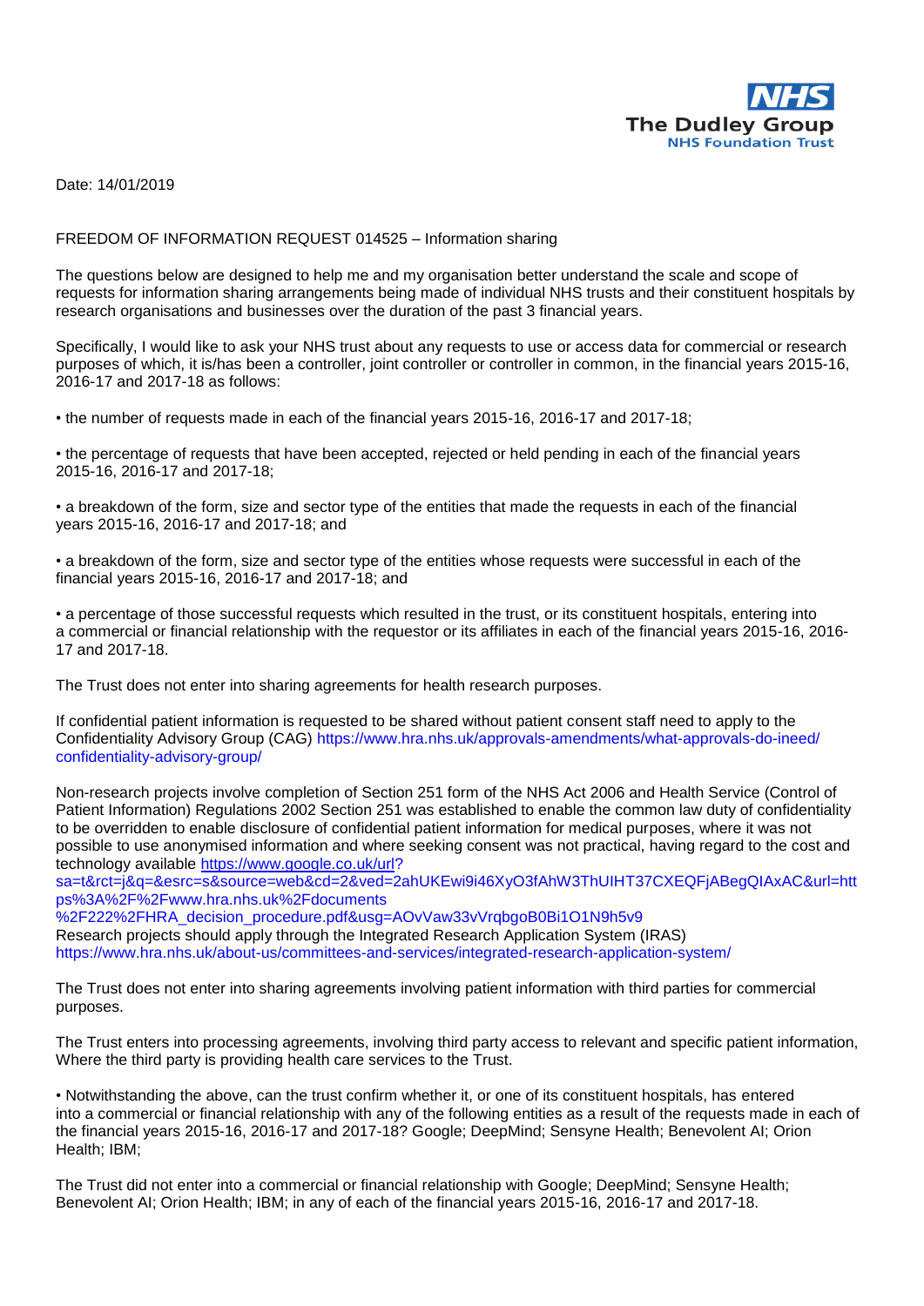The Dudley Group
NHS Foundation Trust

Date: 14/01/2019

FREEDOM OF INFORMATION REQUEST 014525 – Information sharing

The questions below are designed to help me and my organisation better understand the scale and scope of requests for information sharing arrangements being made of individual NHS trusts and their constituent hospitals by research organisations and businesses over the duration of the past 3 financial years.

Specifically, I would like to ask your NHS trust about any requests to use or access data for commercial or research purposes of which, it is/has been a controller, joint controller or controller in common, in the financial years 2015-16, 2016-17 and 2017-18 as follows:

- the number of requests made in each of the financial years 2015-16, 2016-17 and 2017-18;

- the percentage of requests that have been accepted, rejected or held pending in each of the financial years 2015-16, 2016-17 and 2017-18;

- a breakdown of the form, size and sector type of the entities that made the requests in each of the financial years 2015-16, 2016-17 and 2017-18; and

- a breakdown of the form, size and sector type of the entities whose requests were successful in each of the financial years 2015-16, 2016-17 and 2017-18; and

- a percentage of those successful requests which resulted in the trust, or its constituent hospitals, entering into a commercial or financial relationship with the requestor or its affiliates in each of the financial years 2015-16, 2016-17 and 2017-18.

The Trust does not enter into sharing agreements for health research purposes.

If confidential patient information is requested to be shared without patient consent staff need to apply to the Confidentiality Advisory Group (CAG) https://www.hra.nhs.uk/approvals-amendments/what-approvals-do-ineed/confidentiality-advisory-group/

Non-research projects involve completion of Section 251 form of the NHS Act 2006 and Health Service (Control of Patient Information) Regulations 2002 Section 251 was established to enable the common law duty of confidentiality to be overridden to enable disclosure of confidential patient information for medical purposes, where it was not possible to use anonymised information and where seeking consent was not practical, having regard to the cost and technology available https://www.google.co.uk/url?sa=t&rct=j&q=&esrc=s&source=web&cd=2&ved=2ahUKEwi9i46XyO3fAhW3ThUIHT37CXEQFjABegQIAxAC&url=https%3A%2F%2Fwww.hra.nhs.uk%2Fdocuments%2F222%2FHRA_decision_procedure.pdf&usg=AOvVaw33vVrqbgoB0Bi1O1N9h5v9
Research projects should apply through the Integrated Research Application System (IRAS) https://www.hra.nhs.uk/about-us/committees-and-services/integrated-research-application-system/

The Trust does not enter into sharing agreements involving patient information with third parties for commercial purposes.

The Trust enters into processing agreements, involving third party access to relevant and specific patient information, Where the third party is providing health care services to the Trust.

- Notwithstanding the above, can the trust confirm whether it, or one of its constituent hospitals, has entered into a commercial or financial relationship with any of the following entities as a result of the requests made in each of the financial years 2015-16, 2016-17 and 2017-18? Google; DeepMind; Sensyne Health; Benevolent AI; Orion Health; IBM;

The Trust did not enter into a commercial or financial relationship with Google; DeepMind; Sensyne Health; Benevolent AI; Orion Health; IBM; in any of each of the financial years 2015-16, 2016-17 and 2017-18.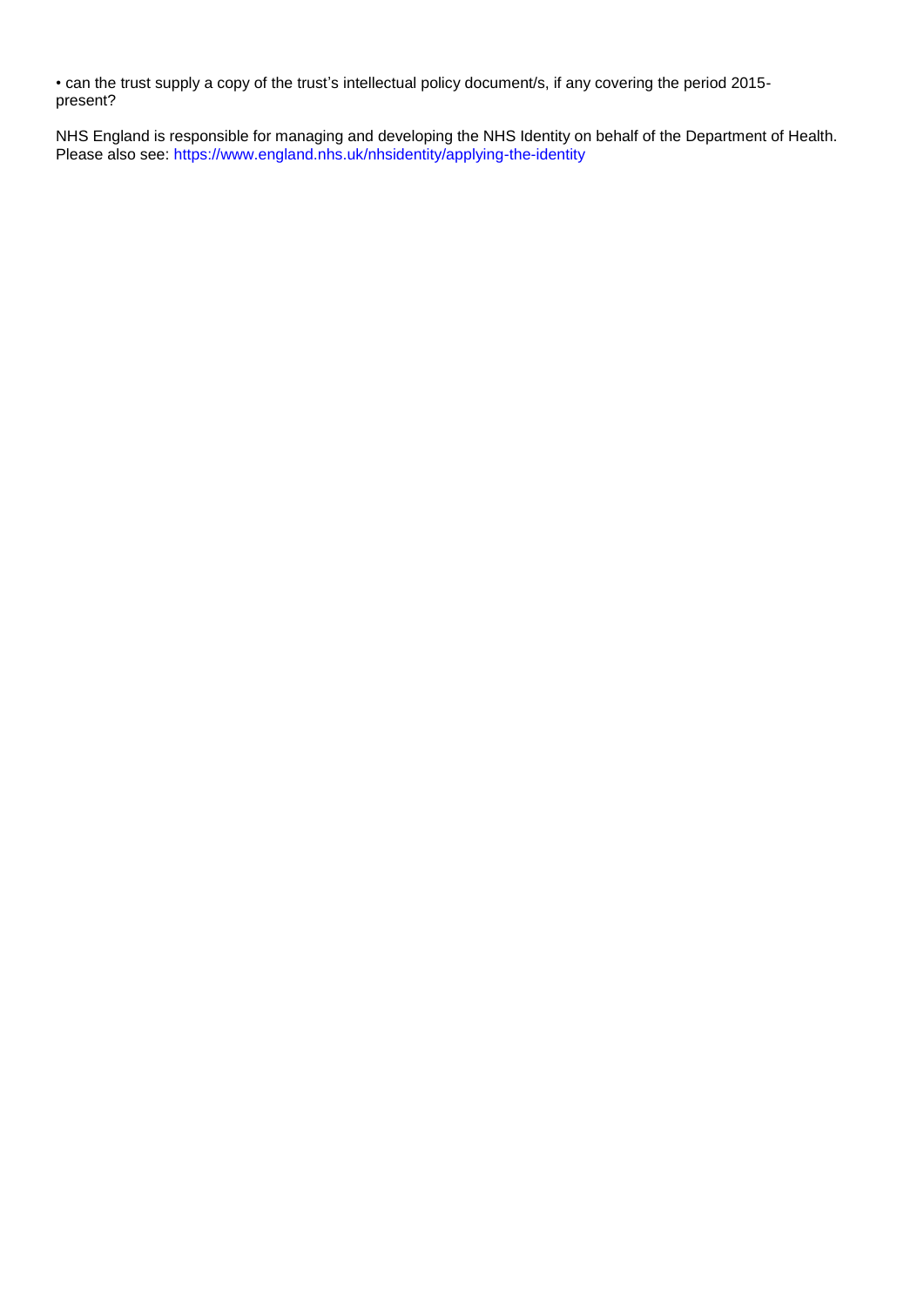- can the trust supply a copy of the trust's intellectual policy document/s, if any covering the period 2015-present?

NHS England is responsible for managing and developing the NHS Identity on behalf of the Department of Health. Please also see: https://www.england.nhs.uk/nhsidentity/applying-the-identity